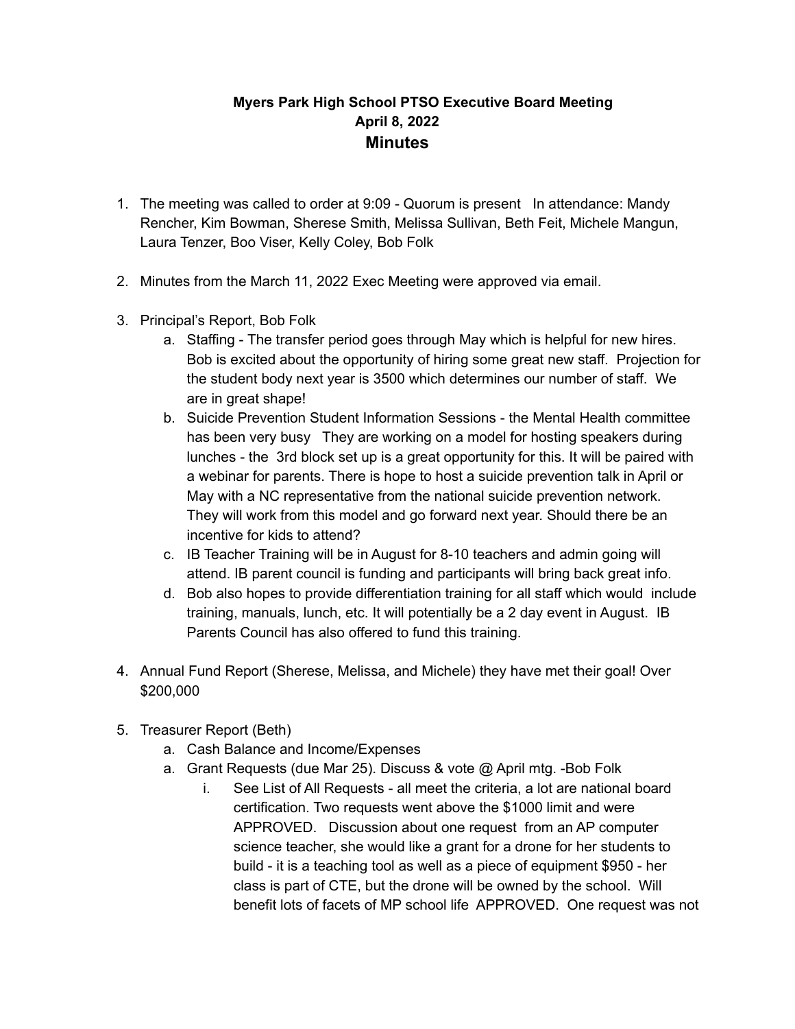**Myers Park High School PTSO Executive Board Meeting**
**April 8, 2022**

# Minutes

1. The meeting was called to order at 9:09 - Quorum is present In attendance: Mandy Rencher, Kim Bowman, Sherese Smith, Melissa Sullivan, Beth Feit, Michele Mangun, Laura Tenzer, Boo Viser, Kelly Coley, Bob Folk

2. Minutes from the March 11, 2022 Exec Meeting were approved via email.

3. Principal's Report, Bob Folk
   a. Staffing - The transfer period goes through May which is helpful for new hires. Bob is excited about the opportunity of hiring some great new staff. Projection for the student body next year is 3500 which determines our number of staff. We are in great shape!
   b. Suicide Prevention Student Information Sessions - the Mental Health committee has been very busy They are working on a model for hosting speakers during lunches - the 3rd block set up is a great opportunity for this. It will be paired with a webinar for parents. There is hope to host a suicide prevention talk in April or May with a NC representative from the national suicide prevention network. They will work from this model and go forward next year. Should there be an incentive for kids to attend?
   c. IB Teacher Training will be in August for 8-10 teachers and admin going will attend. IB parent council is funding and participants will bring back great info.
   d. Bob also hopes to provide differentiation training for all staff which would include training, manuals, lunch, etc. It will potentially be a 2 day event in August. IB Parents Council has also offered to fund this training.

4. Annual Fund Report (Sherese, Melissa, and Michele) they have met their goal! Over $200,000

5. Treasurer Report (Beth)
   a. Cash Balance and Income/Expenses
   a. Grant Requests (due Mar 25). Discuss & vote @ April mtg. -Bob Folk
      i. See List of All Requests - all meet the criteria, a lot are national board certification. Two requests went above the $1000 limit and were APPROVED. Discussion about one request from an AP computer science teacher, she would like a grant for a drone for her students to build - it is a teaching tool as well as a piece of equipment $950 - her class is part of CTE, but the drone will be owned by the school. Will benefit lots of facets of MP school life APPROVED. One request was not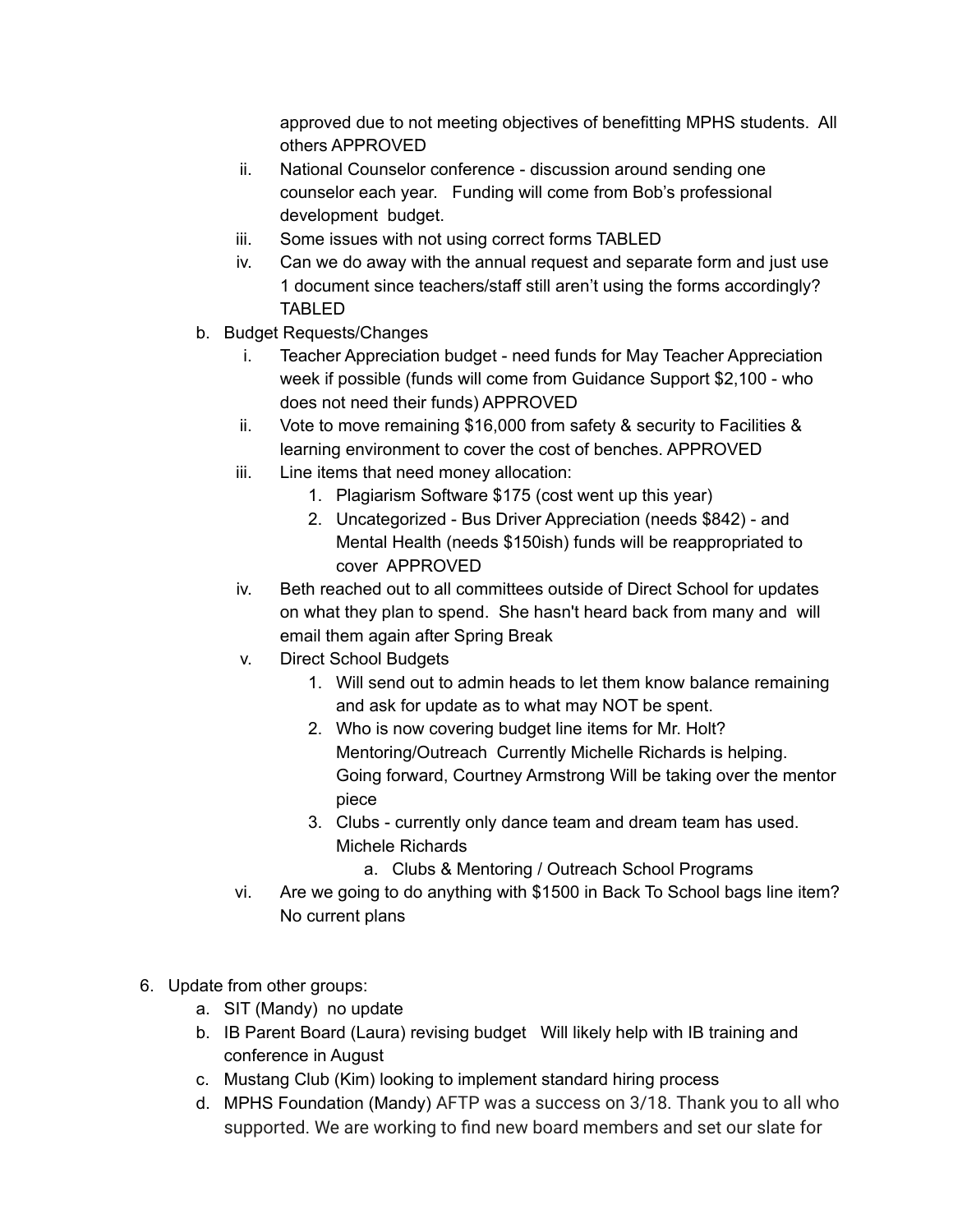approved due to not meeting objectives of benefitting MPHS students. All others APPROVED

ii. National Counselor conference - discussion around sending one counselor each year. Funding will come from Bob's professional development budget.

iii. Some issues with not using correct forms TABLED

iv. Can we do away with the annual request and separate form and just use 1 document since teachers/staff still aren't using the forms accordingly? TABLED

b. Budget Requests/Changes

   i. Teacher Appreciation budget - need funds for May Teacher Appreciation week if possible (funds will come from Guidance Support $2,100 - who does not need their funds) APPROVED

   ii. Vote to move remaining $16,000 from safety & security to Facilities & learning environment to cover the cost of benches. APPROVED

   iii. Line items that need money allocation:

      1. Plagiarism Software $175 (cost went up this year)
      2. Uncategorized - Bus Driver Appreciation (needs $842) - and Mental Health (needs $150ish) funds will be reappropriated to cover APPROVED

   iv. Beth reached out to all committees outside of Direct School for updates on what they plan to spend. She hasn't heard back from many and will email them again after Spring Break

   v. Direct School Budgets

      1. Will send out to admin heads to let them know balance remaining and ask for update as to what may NOT be spent.
      2. Who is now covering budget line items for Mr. Holt? Mentoring/Outreach Currently Michelle Richards is helping. Going forward, Courtney Armstrong Will be taking over the mentor piece
      3. Clubs - currently only dance team and dream team has used. Michele Richards
         a. Clubs & Mentoring / Outreach School Programs

   vi. Are we going to do anything with $1500 in Back To School bags line item? No current plans

6. Update from other groups:

   a. SIT (Mandy) no update
   b. IB Parent Board (Laura) revising budget Will likely help with IB training and conference in August
   c. Mustang Club (Kim) looking to implement standard hiring process
   d. MPHS Foundation (Mandy) AFTP was a success on 3/18. Thank you to all who supported. We are working to find new board members and set our slate for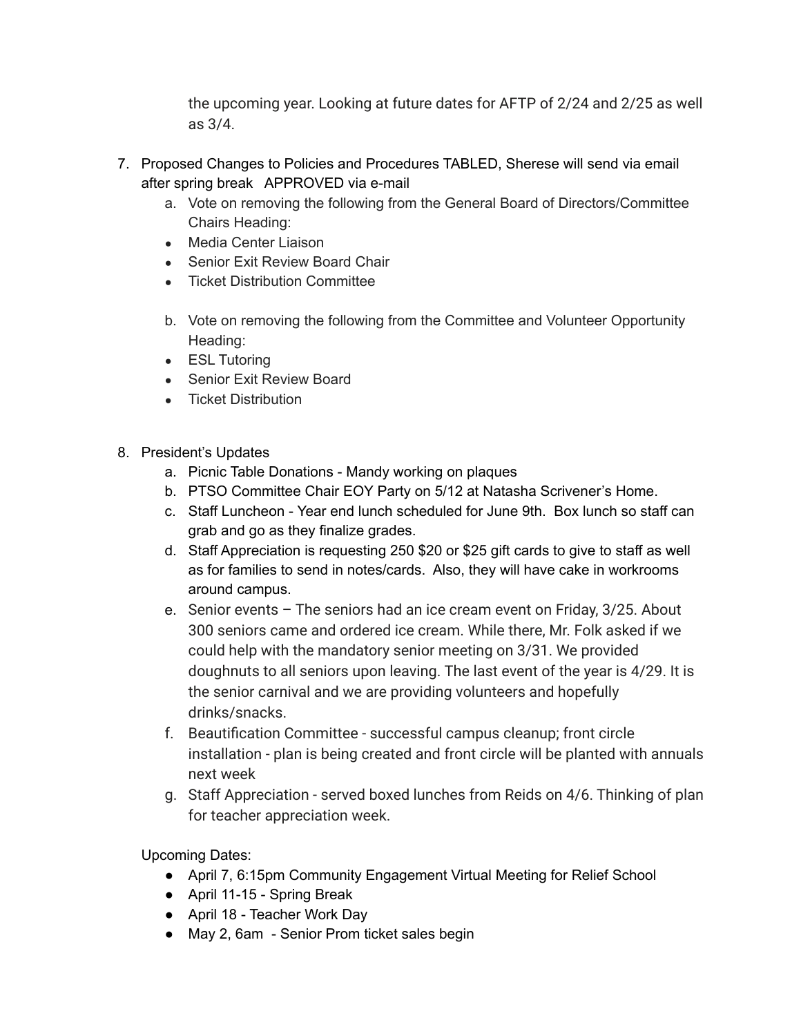the upcoming year. Looking at future dates for AFTP of 2/24 and 2/25 as well as 3/4.

7. Proposed Changes to Policies and Procedures TABLED, Sherese will send via email after spring break APPROVED via e-mail
   a. Vote on removing the following from the General Board of Directors/Committee Chairs Heading:
   - Media Center Liaison
   - Senior Exit Review Board Chair
   - Ticket Distribution Committee

   b. Vote on removing the following from the Committee and Volunteer Opportunity Heading:
   - ESL Tutoring
   - Senior Exit Review Board
   - Ticket Distribution

8. President's Updates
   a. Picnic Table Donations - Mandy working on plaques
   b. PTSO Committee Chair EOY Party on 5/12 at Natasha Scrivener's Home.
   c. Staff Luncheon - Year end lunch scheduled for June 9th. Box lunch so staff can grab and go as they finalize grades.
   d. Staff Appreciation is requesting 250 $20 or $25 gift cards to give to staff as well as for families to send in notes/cards. Also, they will have cake in workrooms around campus.
   e. Senior events – The seniors had an ice cream event on Friday, 3/25. About 300 seniors came and ordered ice cream. While there, Mr. Folk asked if we could help with the mandatory senior meeting on 3/31. We provided doughnuts to all seniors upon leaving. The last event of the year is 4/29. It is the senior carnival and we are providing volunteers and hopefully drinks/snacks.
   f. Beautification Committee - successful campus cleanup; front circle installation - plan is being created and front circle will be planted with annuals next week
   g. Staff Appreciation - served boxed lunches from Reids on 4/6. Thinking of plan for teacher appreciation week.

Upcoming Dates:

- April 7, 6:15pm Community Engagement Virtual Meeting for Relief School
- April 11-15 - Spring Break
- April 18 - Teacher Work Day
- May 2, 6am - Senior Prom ticket sales begin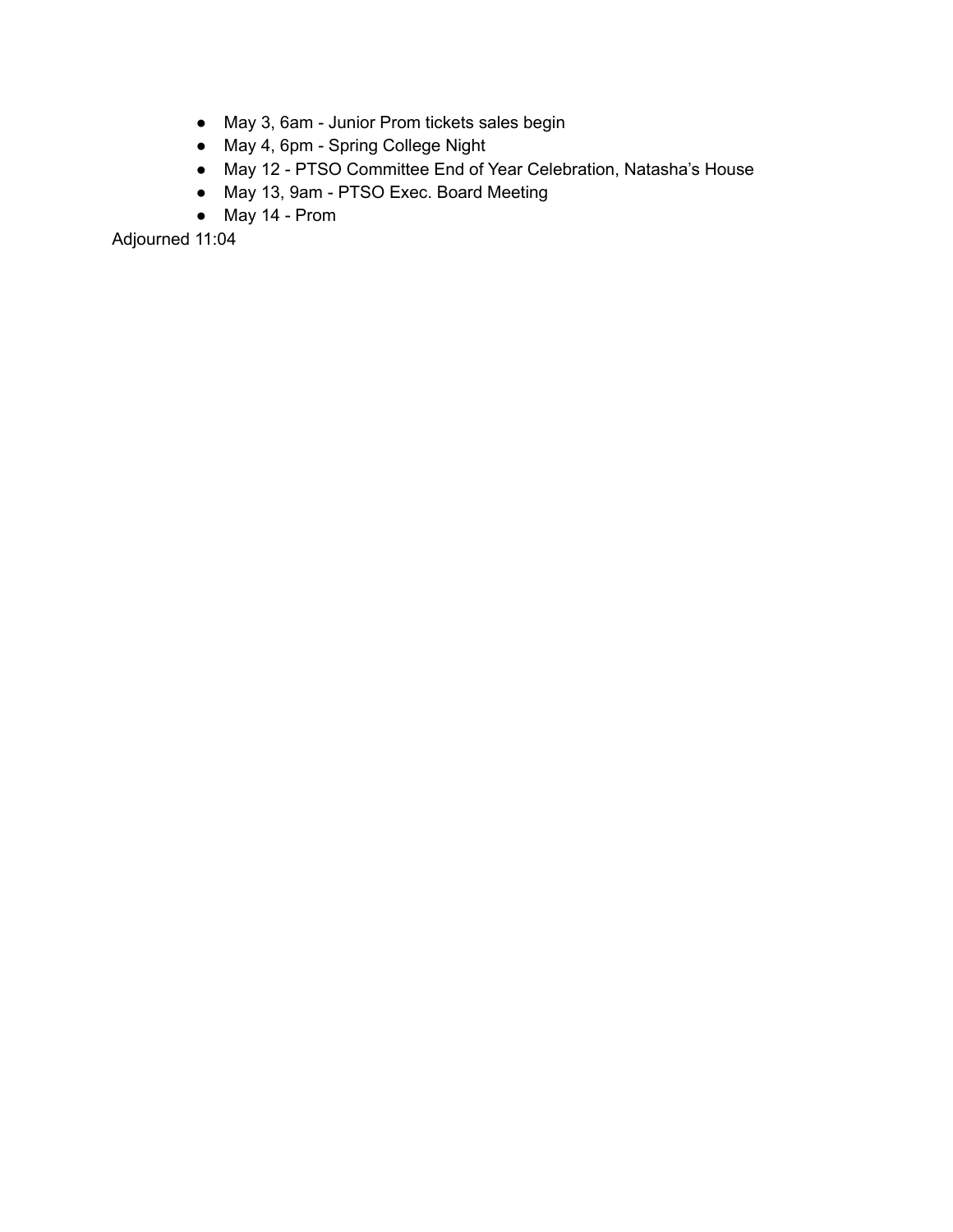- May 3, 6am - Junior Prom tickets sales begin
- May 4, 6pm - Spring College Night
- May 12 - PTSO Committee End of Year Celebration, Natasha's House
- May 13, 9am - PTSO Exec. Board Meeting
- May 14 - Prom

Adjourned 11:04